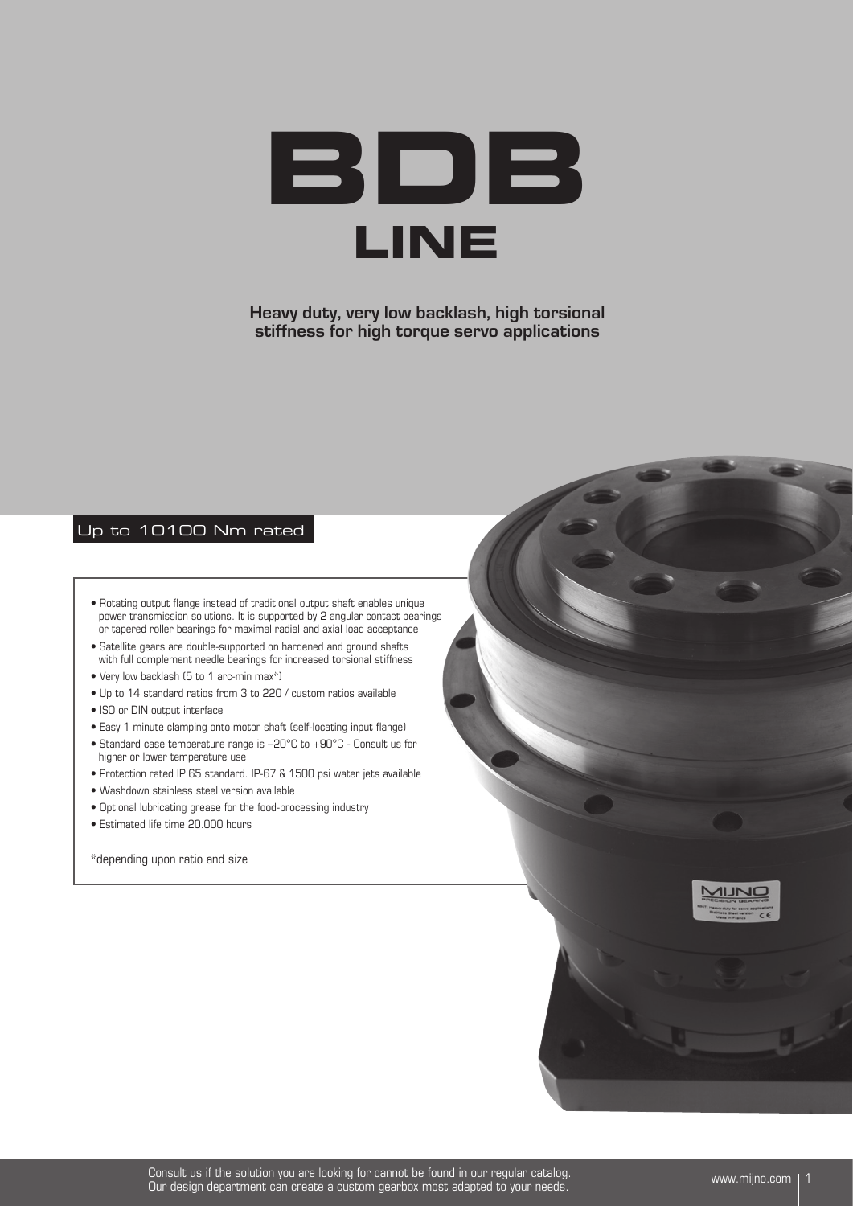# BDB
## LINE

**Heavy duty, very low backlash, high torsional stiffness for high torque servo applications**

Up to 10100 Nm rated

- Rotating output flange instead of traditional output shaft enables unique power transmission solutions. It is supported by 2 angular contact bearings or tapered roller bearings for maximal radial and axial load acceptance
- Satellite gears are double-supported on hardened and ground shafts with full complement needle bearings for increased torsional stiffness
- Very low backlash (5 to 1 arc-min max*)
- Up to 14 standard ratios from 3 to 220 / custom ratios available
- ISO or DIN output interface
- Easy 1 minute clamping onto motor shaft (self-locating input flange)
- Standard case temperature range is −20°C to +90°C - Consult us for higher or lower temperature use
- Protection rated IP 65 standard. IP-67 & 1500 psi water jets available
- Washdown stainless steel version available
- Optional lubricating grease for the food-processing industry
- Estimated life time 20.000 hours

*depending upon ratio and size

Consult us if the solution you are looking for cannot be found in our regular catalog.
Our design department can create a custom gearbox most adapted to your needs.

www.mijno.com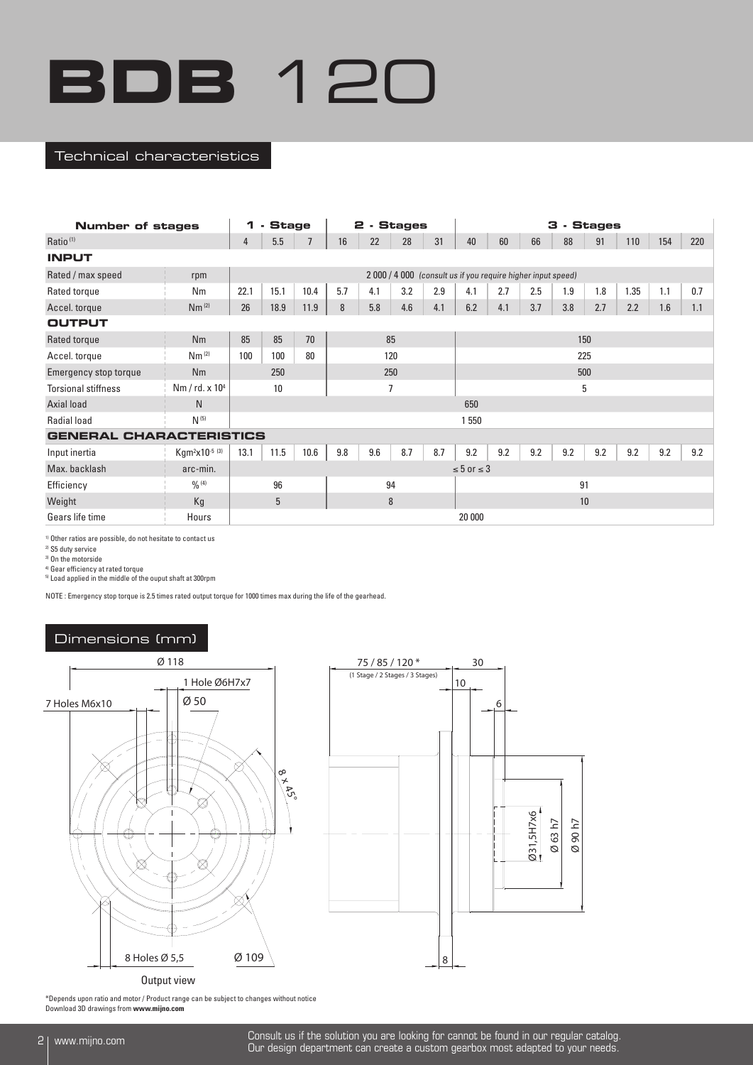# BDB 120

## Technical characteristics

| Number of stages | | 1 - Stage | | | 2 - Stages | | | | 3 - Stages | | | | | | | |
|---|---|---|---|---|---|---|---|---|---|---|---|---|---|---|---|---|
| Ratio [1] | | 4 | 5.5 | 7 | 16 | 22 | 28 | 31 | 40 | 60 | 66 | 88 | 91 | 110 | 154 | 220 |
| **INPUT** | | | | | | | | | | | | | | | | |
| Rated / max speed | rpm | 2 000 / 4 000 *(consult us if you require higher input speed)* | | | | | | | | | | | | | | |
| Rated torque | Nm | 22.1 | 15.1 | 10.4 | 5.7 | 4.1 | 3.2 | 2.9 | 4.1 | 2.7 | 2.5 | 1.9 | 1.8 | 1.35 | 1.1 | 0.7 |
| Accel. torque | Nm [2] | 26 | 18.9 | 11.9 | 8 | 5.8 | 4.6 | 4.1 | 6.2 | 4.1 | 3.7 | 3.8 | 2.7 | 2.2 | 1.6 | 1.1 |
| **OUTPUT** | | | | | | | | | | | | | | | | |
| Rated torque | Nm | 85 | 85 | 70 | 85 | | | | 150 | | | | | | | |
| Accel. torque | Nm [2] | 100 | 100 | 80 | 120 | | | | 225 | | | | | | | |
| Emergency stop torque | Nm | 250 | | | 250 | | | | 500 | | | | | | | |
| Torsional stiffness | Nm / rd. x $10^4$ | 10 | | | 7 | | | | 5 | | | | | | | |
| Axial load | N | 650 | | | | | | | | | | | | | | |
| Radial load | N [5] | 1 550 | | | | | | | | | | | | | | |
| **GENERAL CHARACTERISTICS** | | | | | | | | | | | | | | | | |
| Input inertia | $Kgm^2x10^{-5}$ [3] | 13.1 | 11.5 | 10.6 | 9.8 | 9.6 | 8.7 | 8.7 | 9.2 | 9.2 | 9.2 | 9.2 | 9.2 | 9.2 | 9.2 | 9.2 |
| Max. backlash | arc-min. | ≤ 5 or ≤ 3 | | | | | | | | | | | | | | |
| Efficiency | % [4] | 96 | | | 94 | | | | 91 | | | | | | | |
| Weight | Kg | 5 | | | 8 | | | | 10 | | | | | | | |
| Gears life time | Hours | 20 000 | | | | | | | | | | | | | | |

[1] Other ratios are possible, do not hesitate to contact us
[2] S5 duty service
[3] On the motorside
[4] Gear efficiency at rated torque
[5] Load applied in the middle of the ouput shaft at 300rpm

NOTE : Emergency stop torque is 2.5 times rated output torque for 1000 times max during the life of the gearhead.

## Dimensions (mm)

Ø 118
1 Hole Ø6H7x7
7 Holes M6x10
Ø 50
8 x 45°
8 Holes Ø 5,5
Ø 109
Output view

75 / 85 / 120 *
(1 Stage / 2 Stages / 3 Stages)
30
10
6
Ø31,5H7x6
Ø 63 h7
Ø 90 h7
8

*Depends upon ratio and motor / Product range can be subject to changes without notice
Download 3D drawings from **www.mijno.com**

Consult us if the solution you are looking for cannot be found in our regular catalog.
Our design department can create a custom gearbox most adapted to your needs.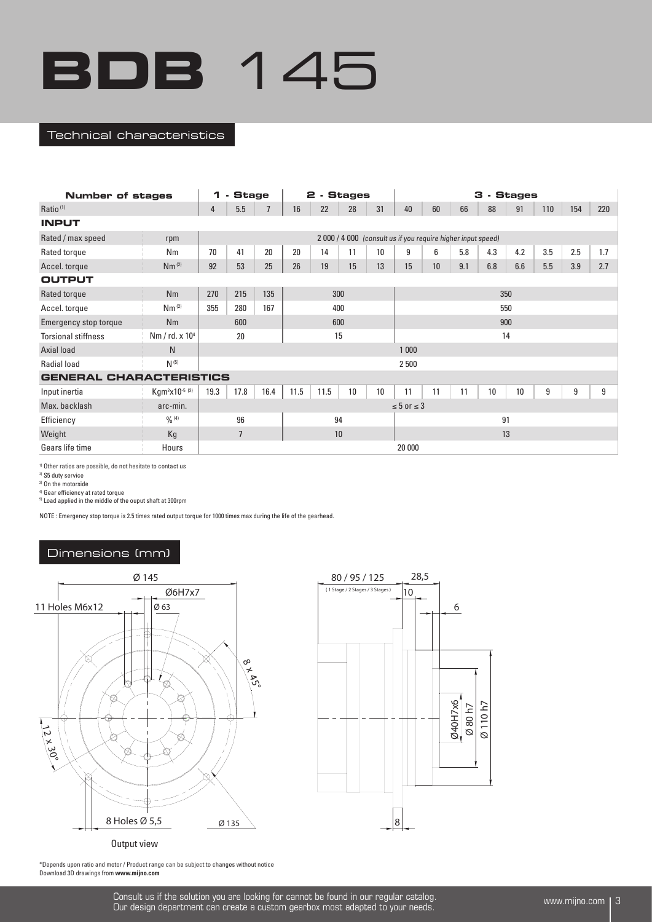# BDB 145

## Technical characteristics

| Number of stages | | 1 - Stage | | | 2 - Stages | | | | 3 - Stages | | | | | | | |
|---|---|---|---|---|---|---|---|---|---|---|---|---|---|---|---|---|
| Ratio [1] | | 4 | 5.5 | 7 | 16 | 22 | 28 | 31 | 40 | 60 | 66 | 88 | 91 | 110 | 154 | 220 |
| **INPUT** | | | | | | | | | | | | | | | | |
| Rated / max speed | rpm | 2 000 / 4 000 *(consult us if you require higher input speed)* | | | | | | | | | | | | | | |
| Rated torque | Nm | 70 | 41 | 20 | 20 | 14 | 11 | 10 | 9 | 6 | 5.8 | 4.3 | 4.2 | 3.5 | 2.5 | 1.7 |
| Accel. torque | Nm [2] | 92 | 53 | 25 | 26 | 19 | 15 | 13 | 15 | 10 | 9.1 | 6.8 | 6.6 | 5.5 | 3.9 | 2.7 |
| **OUTPUT** | | | | | | | | | | | | | | | | |
| Rated torque | Nm | 270 | 215 | 135 | 300 | | | | 350 | | | | | | | |
| Accel. torque | Nm [2] | 355 | 280 | 167 | 400 | | | | 550 | | | | | | | |
| Emergency stop torque | Nm | 600 | | | 600 | | | | 900 | | | | | | | |
| Torsional stiffness | Nm / rd. x $10^4$ | 20 | | | 15 | | | | 14 | | | | | | | |
| Axial load | N | 1 000 | | | | | | | | | | | | | | |
| Radial load | N [5] | 2 500 | | | | | | | | | | | | | | |
| **GENERAL CHARACTERISTICS** | | | | | | | | | | | | | | | | |
| Input inertia | $Kgm^2x10^{-5}$ [3] | 19.3 | 17.8 | 16.4 | 11.5 | 11.5 | 10 | 10 | 11 | 11 | 11 | 10 | 10 | 9 | 9 | 9 |
| Max. backlash | arc-min. | ≤ 5 or ≤ 3 | | | | | | | | | | | | | | |
| Efficiency | % [4] | 96 | | | 94 | | | | 91 | | | | | | | |
| Weight | Kg | 7 | | | 10 | | | | 13 | | | | | | | |
| Gears life time | Hours | 20 000 | | | | | | | | | | | | | | |

[1] Other ratios are possible, do not hesitate to contact us
[2] S5 duty service
[3] On the motorside
[4] Gear efficiency at rated torque
[5] Load applied in the middle of the ouput shaft at 300rpm

NOTE : Emergency stop torque is 2.5 times rated output torque for 1000 times max during the life of the gearhead.

## Dimensions (mm)

Ø 145
Ø6H7x7
11 Holes M6x12
Ø 63
8 x 45°
12 x 30°
8 Holes Ø 5,5
Ø 135

Output view

80 / 95 / 125
(1 Stage / 2 Stages / 3 Stages)
28,5
10
6
Ø40H7x6
Ø 80 h7
Ø 110 h7
8

*Depends upon ratio and motor / Product range can be subject to changes without notice
Download 3D drawings from **www.mijno.com**

Consult us if the solution you are looking for cannot be found in our regular catalog.
Our design department can create a custom gearbox most adapted to your needs.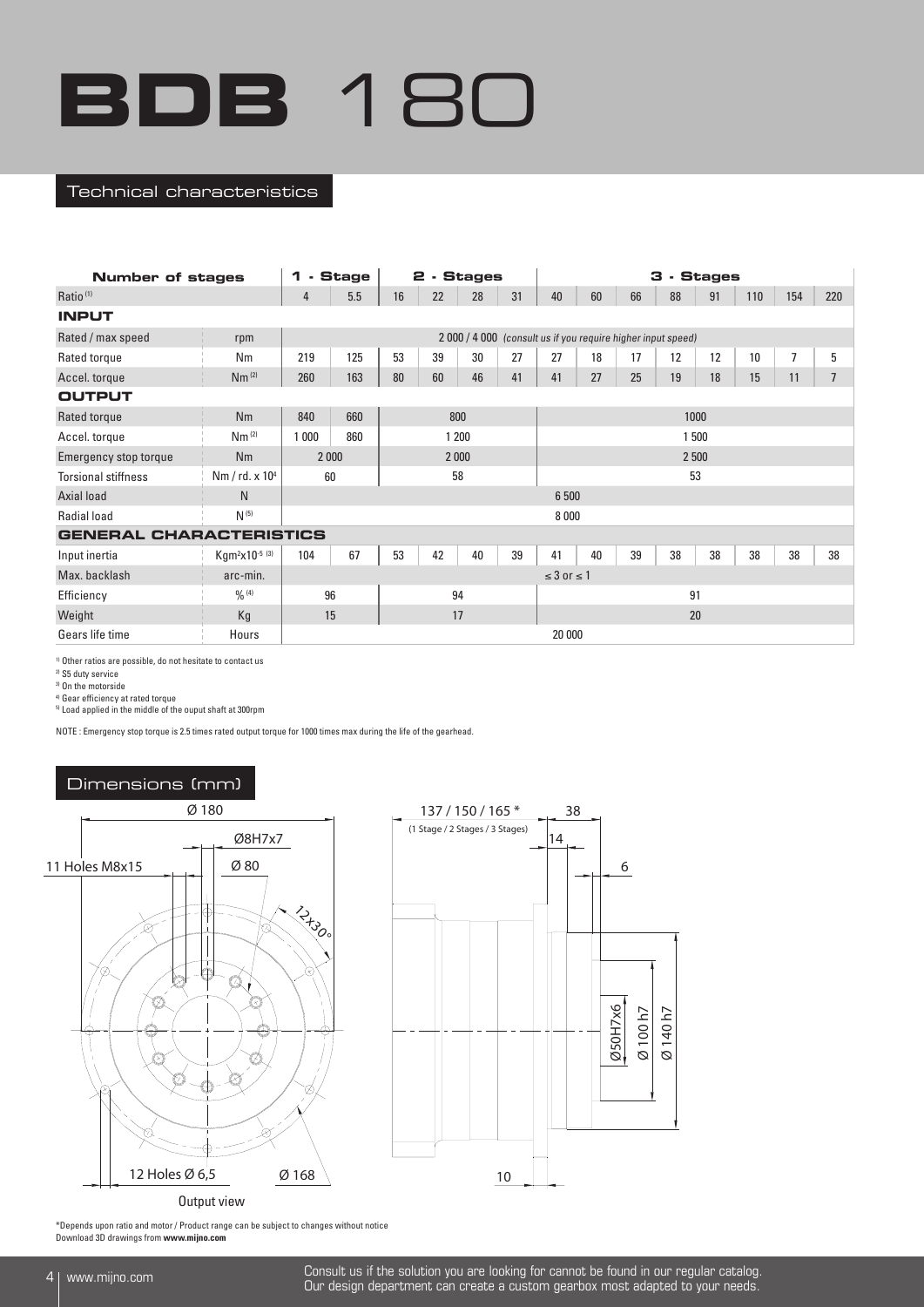# BDB 180

## Technical characteristics

| Number of stages | | 1 - Stage | | 2 - Stages | | | | 3 - Stages | | | | | | | |
|---|---|---|---|---|---|---|---|---|---|---|---|---|---|---|---|
| Ratio [1] | | 4 | 5.5 | 16 | 22 | 28 | 31 | 40 | 60 | 66 | 88 | 91 | 110 | 154 | 220 |
| **INPUT** | | | | | | | | | | | | | | | |
| Rated / max speed | rpm | 2 000 / 4 000 *(consult us if you require higher input speed)* | | | | | | | | | | | | | |
| Rated torque | Nm | 219 | 125 | 53 | 39 | 30 | 27 | 27 | 18 | 17 | 12 | 12 | 10 | 7 | 5 |
| Accel. torque | Nm [2] | 260 | 163 | 80 | 60 | 46 | 41 | 41 | 27 | 25 | 19 | 18 | 15 | 11 | 7 |
| **OUTPUT** | | | | | | | | | | | | | | | |
| Rated torque | Nm | 840 | 660 | 800 | | | | 1000 | | | | | | | |
| Accel. torque | Nm [2] | 1 000 | 860 | 1 200 | | | | 1 500 | | | | | | | |
| Emergency stop torque | Nm | 2 000 | | 2 000 | | | | 2 500 | | | | | | | |
| Torsional stiffness | Nm / rd. x $10^4$ | 60 | | 58 | | | | 53 | | | | | | | |
| Axial load | N | 6 500 | | | | | | | | | | | | | |
| Radial load | N [5] | 8 000 | | | | | | | | | | | | | |
| **GENERAL CHARACTERISTICS** | | | | | | | | | | | | | | | |
| Input inertia | $Kgm^2x10^{-5}$ [3] | 104 | 67 | 53 | 42 | 40 | 39 | 41 | 40 | 39 | 38 | 38 | 38 | 38 | 38 |
| Max. backlash | arc-min. | ≤ 3 or ≤ 1 | | | | | | | | | | | | | |
| Efficiency | % [4] | 96 | | 94 | | | | 91 | | | | | | | |
| Weight | Kg | 15 | | 17 | | | | 20 | | | | | | | |
| Gears life time | Hours | 20 000 | | | | | | | | | | | | | |

[1] Other ratios are possible, do not hesitate to contact us
[2] S5 duty service
[3] On the motorside
[4] Gear efficiency at rated torque
[5] Load applied in the middle of the ouput shaft at 300rpm

NOTE : Emergency stop torque is 2.5 times rated output torque for 1000 times max during the life of the gearhead.

## Dimensions (mm)

Ø 180, Ø8H7x7, 11 Holes M8x15, Ø 80, 12x30°, 12 Holes Ø 6,5, Ø 168

Output view

137 / 150 / 165 * (1 Stage / 2 Stages / 3 Stages), 38, 14, 6, Ø50H7x6, Ø 100 h7, Ø 140 h7, 10

*Depends upon ratio and motor / Product range can be subject to changes without notice
Download 3D drawings from **www.mijno.com**

Consult us if the solution you are looking for cannot be found in our regular catalog.
Our design department can create a custom gearbox most adapted to your needs.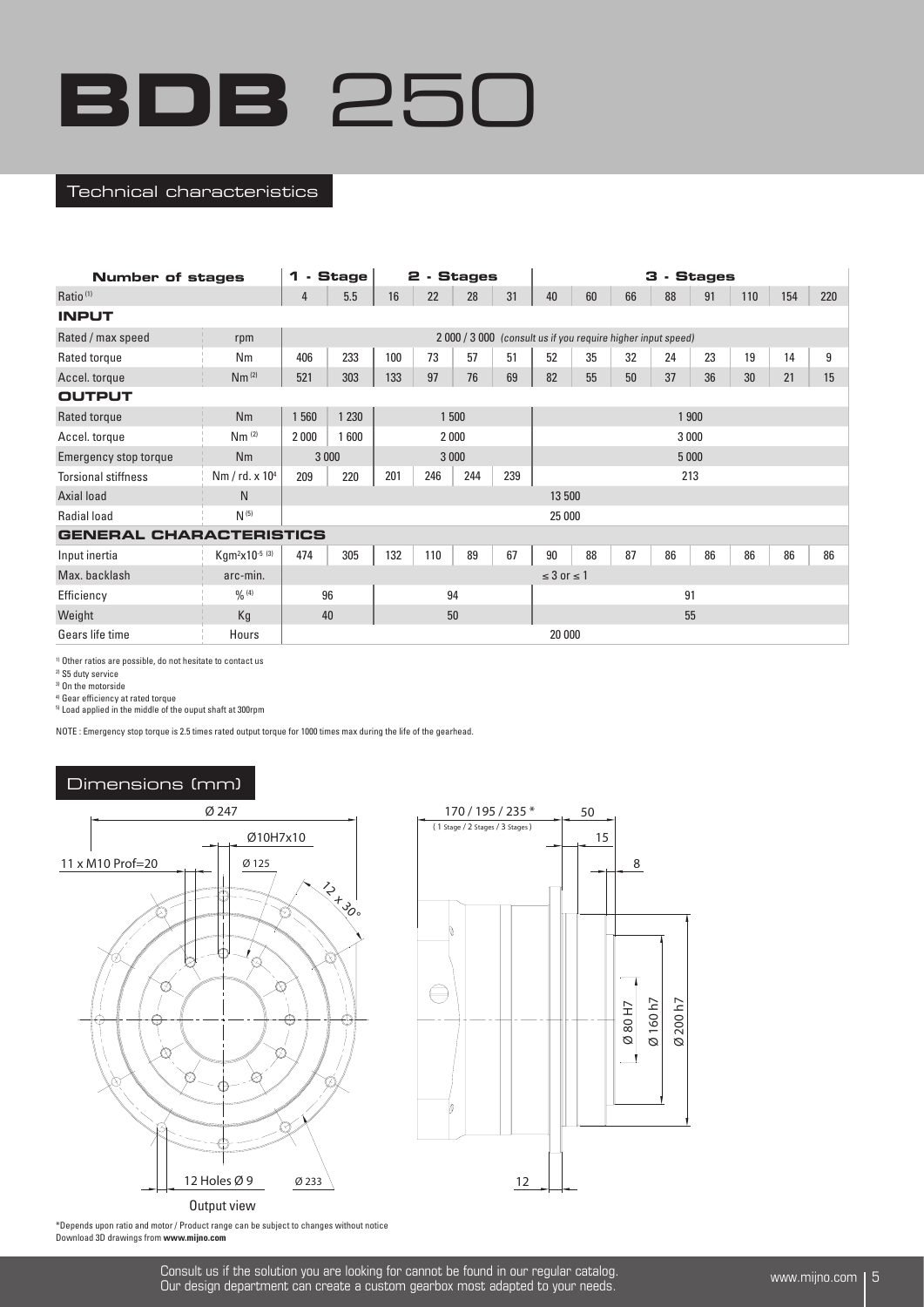# BDB 250

## Technical characteristics

| Number of stages | | 1 - Stage | | 2 - Stages | | | | 3 - Stages | | | | | | | |
|---|---|---|---|---|---|---|---|---|---|---|---|---|---|---|---|
| Ratio [1] | | 4 | 5.5 | 16 | 22 | 28 | 31 | 40 | 60 | 66 | 88 | 91 | 110 | 154 | 220 |
| **INPUT** | | | | | | | | | | | | | | | |
| Rated / max speed | rpm | 2 000 / 3 000 *(consult us if you require higher input speed)* | | | | | | | | | | | | | |
| Rated torque | Nm | 406 | 233 | 100 | 73 | 57 | 51 | 52 | 35 | 32 | 24 | 23 | 19 | 14 | 9 |
| Accel. torque | Nm [2] | 521 | 303 | 133 | 97 | 76 | 69 | 82 | 55 | 50 | 37 | 36 | 30 | 21 | 15 |
| **OUTPUT** | | | | | | | | | | | | | | | |
| Rated torque | Nm | 1 560 | 1 230 | 1 500 | | | | 1 900 | | | | | | | |
| Accel. torque | Nm [2] | 2 000 | 1 600 | 2 000 | | | | 3 000 | | | | | | | |
| Emergency stop torque | Nm | 3 000 | | 3 000 | | | | 5 000 | | | | | | | |
| Torsional stiffness | Nm / rd. x $10^4$ | 209 | 220 | 201 | 246 | 244 | 239 | 213 | | | | | | | |
| Axial load | N | 13 500 | | | | | | | | | | | | | |
| Radial load | N [5] | 25 000 | | | | | | | | | | | | | |
| **GENERAL CHARACTERISTICS** | | | | | | | | | | | | | | | |
| Input inertia | $Kgm^2 x10^{-5}$ [3] | 474 | 305 | 132 | 110 | 89 | 67 | 90 | 88 | 87 | 86 | 86 | 86 | 86 | 86 |
| Max. backlash | arc-min. | ≤ 3 or ≤ 1 | | | | | | | | | | | | | |
| Efficiency | % [4] | 96 | | 94 | | | | 91 | | | | | | | |
| Weight | Kg | 40 | | 50 | | | | 55 | | | | | | | |
| Gears life time | Hours | 20 000 | | | | | | | | | | | | | |

[1] Other ratios are possible, do not hesitate to contact us
[2] S5 duty service
[3] On the motorside
[4] Gear efficiency at rated torque
[5] Load applied in the middle of the ouput shaft at 300rpm

NOTE : Emergency stop torque is 2.5 times rated output torque for 1000 times max during the life of the gearhead.

## Dimensions (mm)

Ø 247
Ø10H7x10
11 x M10 Prof=20
Ø 125
12 x 30°
12 Holes Ø 9
Ø 233
Output view

170 / 195 / 235 *
( 1 Stage / 2 Stages / 3 Stages )
50
15
8
Ø 80 H7
Ø 160 h7
Ø 200 h7
12

*Depends upon ratio and motor / Product range can be subject to changes without notice
Download 3D drawings from **www.mijno.com**

Consult us if the solution you are looking for cannot be found in our regular catalog.
Our design department can create a custom gearbox most adapted to your needs.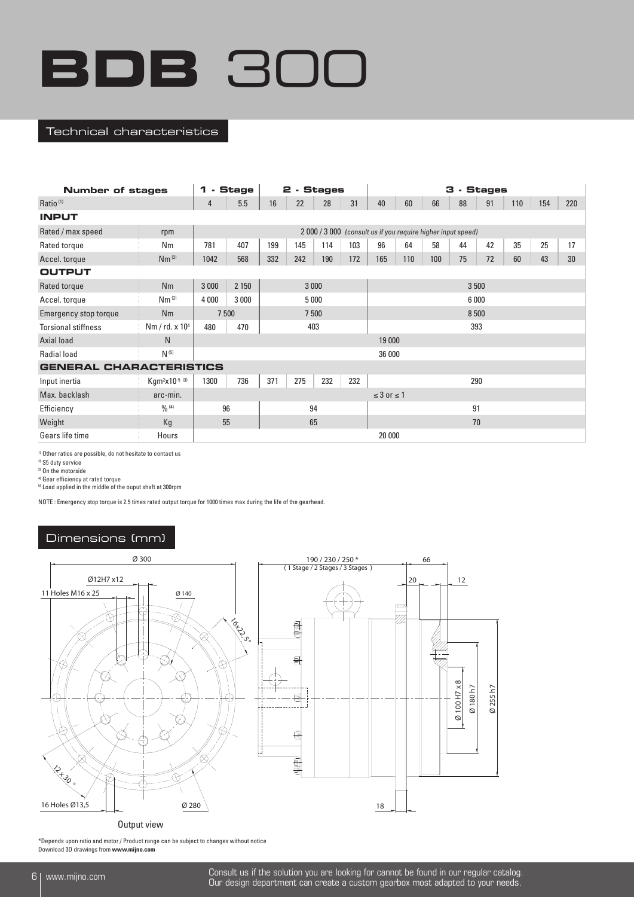# BDB 300

## Technical characteristics

| Number of stages | | 1 - Stage | | 2 - Stages | | | | 3 - Stages | | | | | | | |
|---|---|---|---|---|---|---|---|---|---|---|---|---|---|---|---|
| Ratio [1] | | 4 | 5.5 | 16 | 22 | 28 | 31 | 40 | 60 | 66 | 88 | 91 | 110 | 154 | 220 |
| **INPUT** | | | | | | | | | | | | | | | |
| Rated / max speed | rpm | 2 000 / 3 000 *(consult us if you require higher input speed)* | | | | | | | | | | | | | |
| Rated torque | Nm | 781 | 407 | 199 | 145 | 114 | 103 | 96 | 64 | 58 | 44 | 42 | 35 | 25 | 17 |
| Accel. torque | Nm [2] | 1042 | 568 | 332 | 242 | 190 | 172 | 165 | 110 | 100 | 75 | 72 | 60 | 43 | 30 |
| **OUTPUT** | | | | | | | | | | | | | | | |
| Rated torque | Nm | 3 000 | 2 150 | 3 000 | | | | 3 500 | | | | | | | |
| Accel. torque | Nm [2] | 4 000 | 3 000 | 5 000 | | | | 6 000 | | | | | | | |
| Emergency stop torque | Nm | 7 500 | | 7 500 | | | | 8 500 | | | | | | | |
| Torsional stiffness | Nm / rd. x $10^4$ | 480 | 470 | 403 | | | | 393 | | | | | | | |
| Axial load | N | 19 000 | | | | | | | | | | | | | |
| Radial load | N [5] | 36 000 | | | | | | | | | | | | | |
| **GENERAL CHARACTERISTICS** | | | | | | | | | | | | | | | |
| Input inertia | $Kgm^2x10^{-5}$ [3] | 1300 | 736 | 371 | 275 | 232 | 232 | 290 | | | | | | | |
| Max. backlash | arc-min. | ≤ 3 or ≤ 1 | | | | | | | | | | | | | |
| Efficiency | % [4] | 96 | | 94 | | | | 91 | | | | | | | |
| Weight | Kg | 55 | | 65 | | | | 70 | | | | | | | |
| Gears life time | Hours | 20 000 | | | | | | | | | | | | | |

[1] Other ratios are possible, do not hesitate to contact us
[2] S5 duty service
[3] On the motorside
[4] Gear efficiency at rated torque
[5] Load applied in the middle of the ouput shaft at 300rpm

NOTE : Emergency stop torque is 2.5 times rated output torque for 1000 times max during the life of the gearhead.

## Dimensions (mm)

Ø 300, Ø12H7 x12, 11 Holes M16 x 25, Ø 140, 16x22,5°, 12 x 30 °, 16 Holes Ø13,5, Ø 280

Output view

190 / 230 / 250 * (1 Stage / 2 Stages / 3 Stages), 66, 20, 12, Ø 100 H7 x 8, Ø 180 h7, Ø 255 h7, 18

*Depends upon ratio and motor / Product range can be subject to changes without notice
Download 3D drawings from **www.mijno.com**

Consult us if the solution you are looking for cannot be found in our regular catalog.
Our design department can create a custom gearbox most adapted to your needs.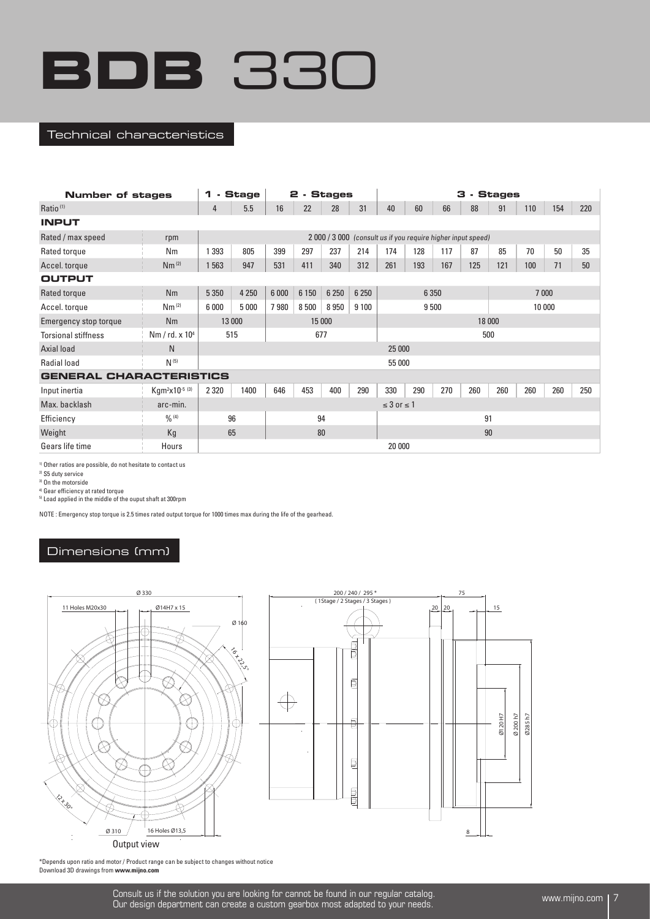# BDB 330

## Technical characteristics

| Number of stages | | 1 - Stage | | 2 - Stages | | | | 3 - Stages | | | | | | | |
|---|---|---|---|---|---|---|---|---|---|---|---|---|---|---|---|
| Ratio [1] | | 4 | 5.5 | 16 | 22 | 28 | 31 | 40 | 60 | 66 | 88 | 91 | 110 | 154 | 220 |
| **INPUT** | | | | | | | | | | | | | | | |
| Rated / max speed | rpm | 2 000 / 3 000 *(consult us if you require higher input speed)* | | | | | | | | | | | | | |
| Rated torque | Nm | 1 393 | 805 | 399 | 297 | 237 | 214 | 174 | 128 | 117 | 87 | 85 | 70 | 50 | 35 |
| Accel. torque | Nm [2] | 1 563 | 947 | 531 | 411 | 340 | 312 | 261 | 193 | 167 | 125 | 121 | 100 | 71 | 50 |
| **OUTPUT** | | | | | | | | | | | | | | | |
| Rated torque | Nm | 5 350 | 4 250 | 6 000 | 6 150 | 6 250 | 6 250 | 6 350 | | | | | 7 000 | | |
| Accel. torque | Nm [2] | 6 000 | 5 000 | 7 980 | 8 500 | 8 950 | 9 100 | 9 500 | | | | | 10 000 | | |
| Emergency stop torque | Nm | 13 000 | | 15 000 | | | | 18 000 | | | | | | | |
| Torsional stiffness | Nm / rd. x $10^4$ | 515 | | 677 | | | | 500 | | | | | | | |
| Axial load | N | 25 000 | | | | | | | | | | | | | |
| Radial load | N [5] | 55 000 | | | | | | | | | | | | | |
| **GENERAL CHARACTERISTICS** | | | | | | | | | | | | | | | |
| Input inertia | $Kgm^2x10^{-5}$ [3] | 2 320 | 1400 | 646 | 453 | 400 | 290 | 330 | 290 | 270 | 260 | 260 | 260 | 260 | 250 |
| Max. backlash | arc-min. | ≤ 3 or ≤ 1 | | | | | | | | | | | | | |
| Efficiency | % [4] | 96 | | 94 | | | | 91 | | | | | | | |
| Weight | Kg | 65 | | 80 | | | | 90 | | | | | | | |
| Gears life time | Hours | 20 000 | | | | | | | | | | | | | |

[1] Other ratios are possible, do not hesitate to contact us
[2] S5 duty service
[3] On the motorside
[4] Gear efficiency at rated torque
[5] Load applied in the middle of the ouput shaft at 300rpm

NOTE : Emergency stop torque is 2.5 times rated output torque for 1000 times max during the life of the gearhead.

## Dimensions (mm)

Ø 330, 11 Holes M20x30, Ø14H7 x 15, Ø 160, 16 x 22,5°, 12 x 30°, Ø 310, 16 Holes Ø13,5

Output view

200 / 240 / 295 * (1Stage / 2 Stages / 3 Stages), 20, 20, 75, 15, Ø120 H7, Ø 200 h7, Ø285 h7, 8

*Depends upon ratio and motor / Product range can be subject to changes without notice
Download 3D drawings from **www.mijno.com**

Consult us if the solution you are looking for cannot be found in our regular catalog.
Our design department can create a custom gearbox most adapted to your needs.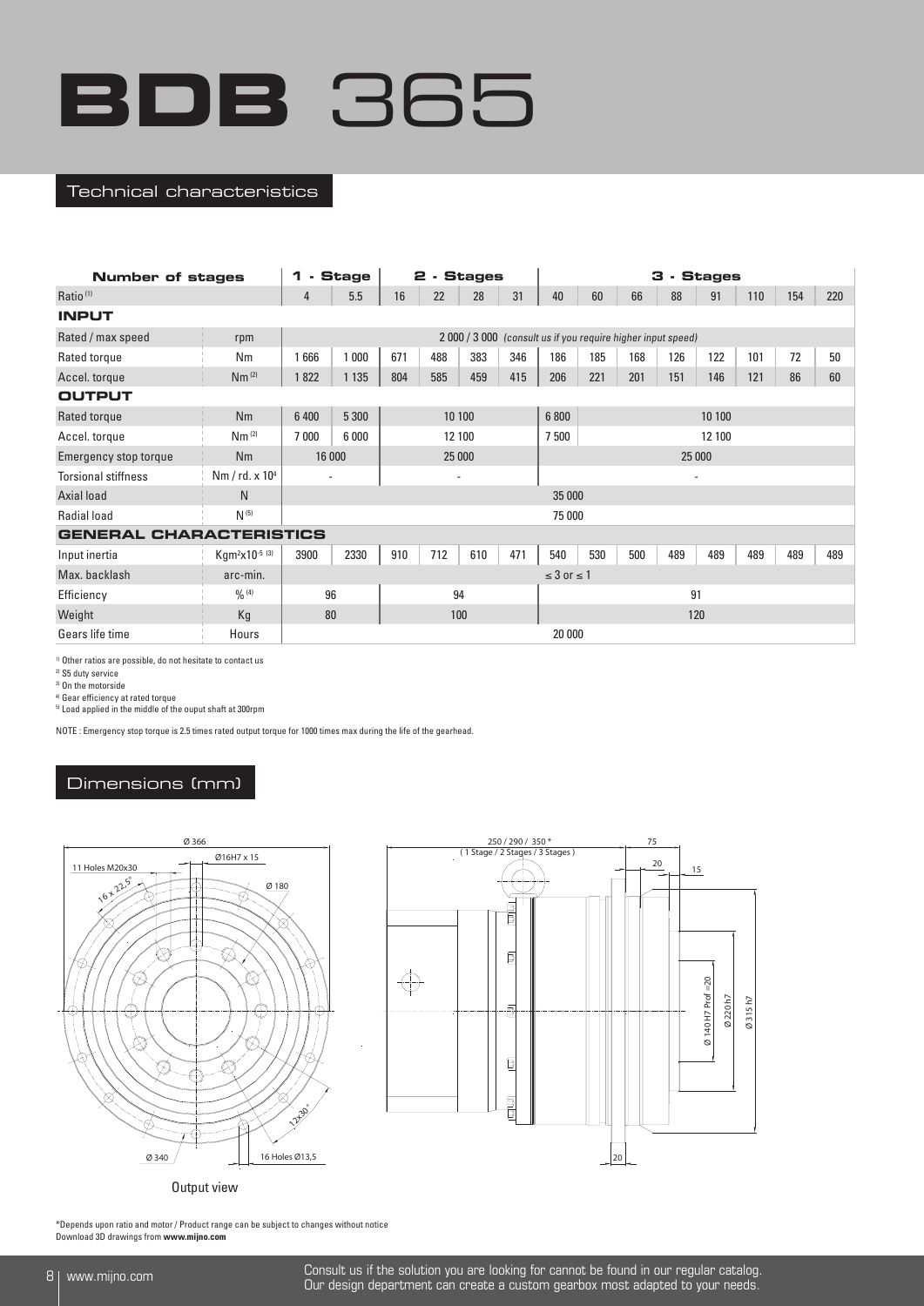# BDB 365

## Technical characteristics

| Number of stages | | 1 - Stage | | 2 - Stages | | | | 3 - Stages | | | | | | | |
|---|---|---|---|---|---|---|---|---|---|---|---|---|---|---|---|
| Ratio [1] | | 4 | 5.5 | 16 | 22 | 28 | 31 | 40 | 60 | 66 | 88 | 91 | 110 | 154 | 220 |
| **INPUT** | | | | | | | | | | | | | | | |
| Rated / max speed | rpm | 2 000 / 3 000 *(consult us if you require higher input speed)* | | | | | | | | | | | | | |
| Rated torque | Nm | 1 666 | 1 000 | 671 | 488 | 383 | 346 | 186 | 185 | 168 | 126 | 122 | 101 | 72 | 50 |
| Accel. torque | Nm [2] | 1 822 | 1 135 | 804 | 585 | 459 | 415 | 206 | 221 | 201 | 151 | 146 | 121 | 86 | 60 |
| **OUTPUT** | | | | | | | | | | | | | | | |
| Rated torque | Nm | 6 400 | 5 300 | 10 100 | | | | 6 800 | 10 100 | | | | | | |
| Accel. torque | Nm [2] | 7 000 | 6 000 | 12 100 | | | | 7 500 | 12 100 | | | | | | |
| Emergency stop torque | Nm | 16 000 | | 25 000 | | | | 25 000 | | | | | | | |
| Torsional stiffness | Nm / rd. x $10^4$ | - | | - | | | | - | | | | | | | |
| Axial load | N | 35 000 | | | | | | | | | | | | | |
| Radial load | N [5] | 75 000 | | | | | | | | | | | | | |
| **GENERAL CHARACTERISTICS** | | | | | | | | | | | | | | | |
| Input inertia | Kgm²x$10^{-5}$ [3] | 3900 | 2330 | 910 | 712 | 610 | 471 | 540 | 530 | 500 | 489 | 489 | 489 | 489 | 489 |
| Max. backlash | arc-min. | ≤ 3 or ≤ 1 | | | | | | | | | | | | | |
| Efficiency | % [4] | 96 | | 94 | | | | 91 | | | | | | | |
| Weight | Kg | 80 | | 100 | | | | 120 | | | | | | | |
| Gears life time | Hours | 20 000 | | | | | | | | | | | | | |

[1] Other ratios are possible, do not hesitate to contact us
[2] S5 duty service
[3] On the motorside
[4] Gear efficiency at rated torque
[5] Load applied in the middle of the ouput shaft at 300rpm

NOTE : Emergency stop torque is 2.5 times rated output torque for 1000 times max during the life of the gearhead.

## Dimensions (mm)

Ø 366
Ø16H7 x 15
11 Holes M20x30
16 x 22,5°
Ø 180
12x30°
Ø 340
16 Holes Ø13,5

Output view

250 / 290 / 350 *
( 1 Stage / 2 Stages / 3 Stages )
75
20
15
Ø 140 H7 Prof.=20
Ø 220 h7
Ø 315 h7
20

*Depends upon ratio and motor / Product range can be subject to changes without notice
Download 3D drawings from **www.mijno.com**

Consult us if the solution you are looking for cannot be found in our regular catalog.
Our design department can create a custom gearbox most adapted to your needs.